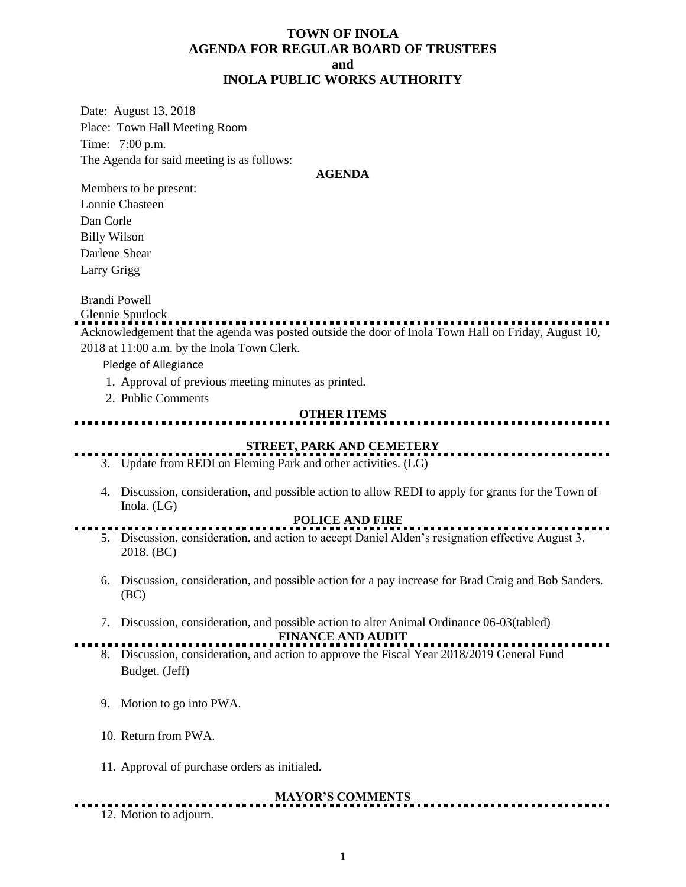# TOWN OF INOLA
# AGENDA FOR REGULAR BOARD OF TRUSTEES
# and
# INOLA PUBLIC WORKS AUTHORITY

Date: August 13, 2018
Place: Town Hall Meeting Room
Time: 7:00 p.m.
The Agenda for said meeting is as follows:

**AGENDA**

Members to be present:
Lonnie Chasteen
Dan Corle
Billy Wilson
Darlene Shear
Larry Grigg

Brandi Powell
Glennie Spurlock

Acknowledgement that the agenda was posted outside the door of Inola Town Hall on Friday, August 10, 2018 at 11:00 a.m. by the Inola Town Clerk.

Pledge of Allegiance

1. Approval of previous meeting minutes as printed.
2. Public Comments

**OTHER ITEMS**

**STREET, PARK AND CEMETERY**

3. Update from REDI on Fleming Park and other activities. (LG)
4. Discussion, consideration, and possible action to allow REDI to apply for grants for the Town of Inola. (LG)

**POLICE AND FIRE**

5. Discussion, consideration, and action to accept Daniel Alden's resignation effective August 3, 2018. (BC)
6. Discussion, consideration, and possible action for a pay increase for Brad Craig and Bob Sanders. (BC)
7. Discussion, consideration, and possible action to alter Animal Ordinance 06-03(tabled)

**FINANCE AND AUDIT**

8. Discussion, consideration, and action to approve the Fiscal Year 2018/2019 General Fund Budget. (Jeff)
9. Motion to go into PWA.
10. Return from PWA.
11. Approval of purchase orders as initialed.

**MAYOR'S COMMENTS**

12. Motion to adjourn.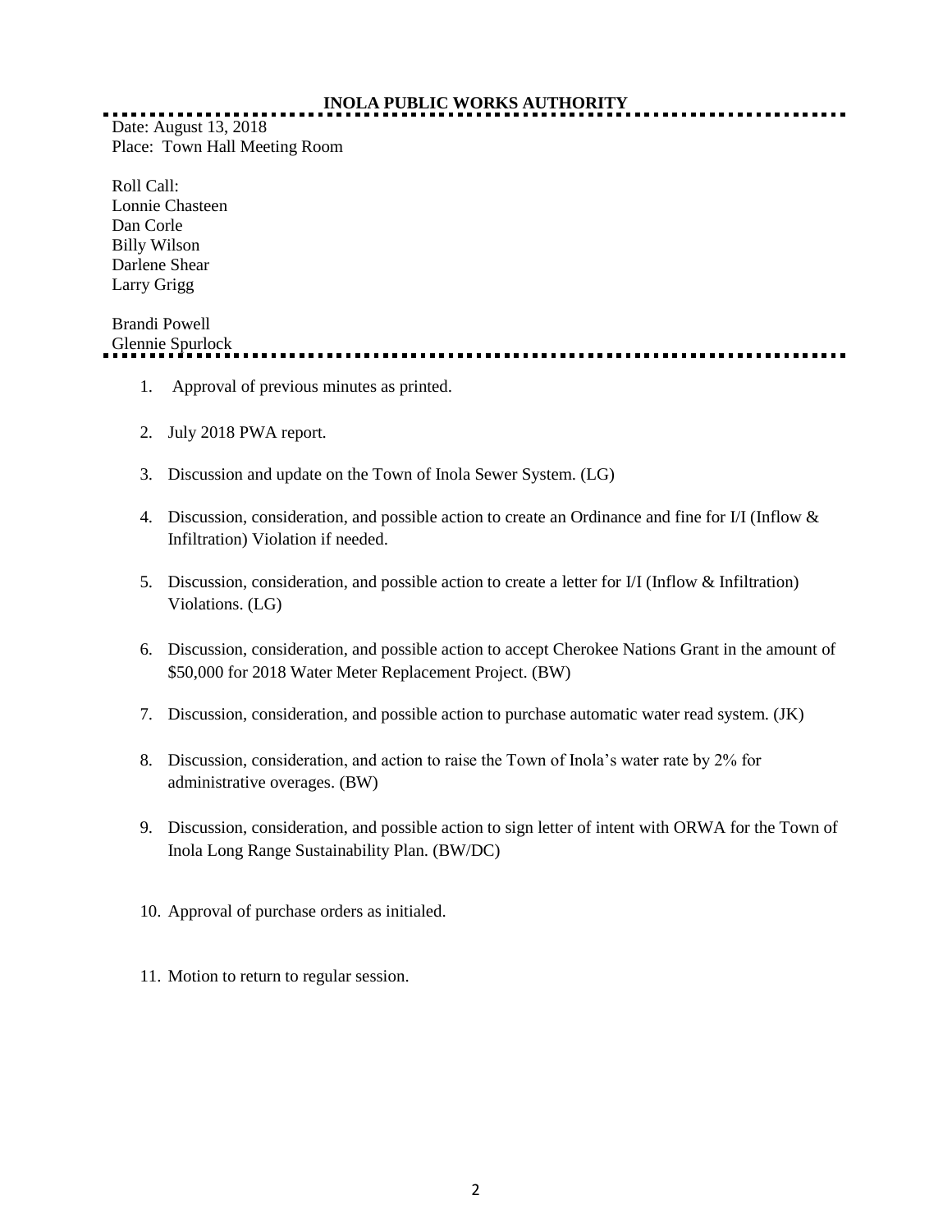**INOLA PUBLIC WORKS AUTHORITY**

Date: August 13, 2018
Place: Town Hall Meeting Room

Roll Call:
Lonnie Chasteen
Dan Corle
Billy Wilson
Darlene Shear
Larry Grigg

Brandi Powell
Glennie Spurlock

1. Approval of previous minutes as printed.
2. July 2018 PWA report.
3. Discussion and update on the Town of Inola Sewer System. (LG)
4. Discussion, consideration, and possible action to create an Ordinance and fine for I/I (Inflow & Infiltration) Violation if needed.
5. Discussion, consideration, and possible action to create a letter for I/I (Inflow & Infiltration) Violations. (LG)
6. Discussion, consideration, and possible action to accept Cherokee Nations Grant in the amount of $50,000 for 2018 Water Meter Replacement Project. (BW)
7. Discussion, consideration, and possible action to purchase automatic water read system. (JK)
8. Discussion, consideration, and action to raise the Town of Inola's water rate by 2% for administrative overages. (BW)
9. Discussion, consideration, and possible action to sign letter of intent with ORWA for the Town of Inola Long Range Sustainability Plan. (BW/DC)
10. Approval of purchase orders as initialed.
11. Motion to return to regular session.